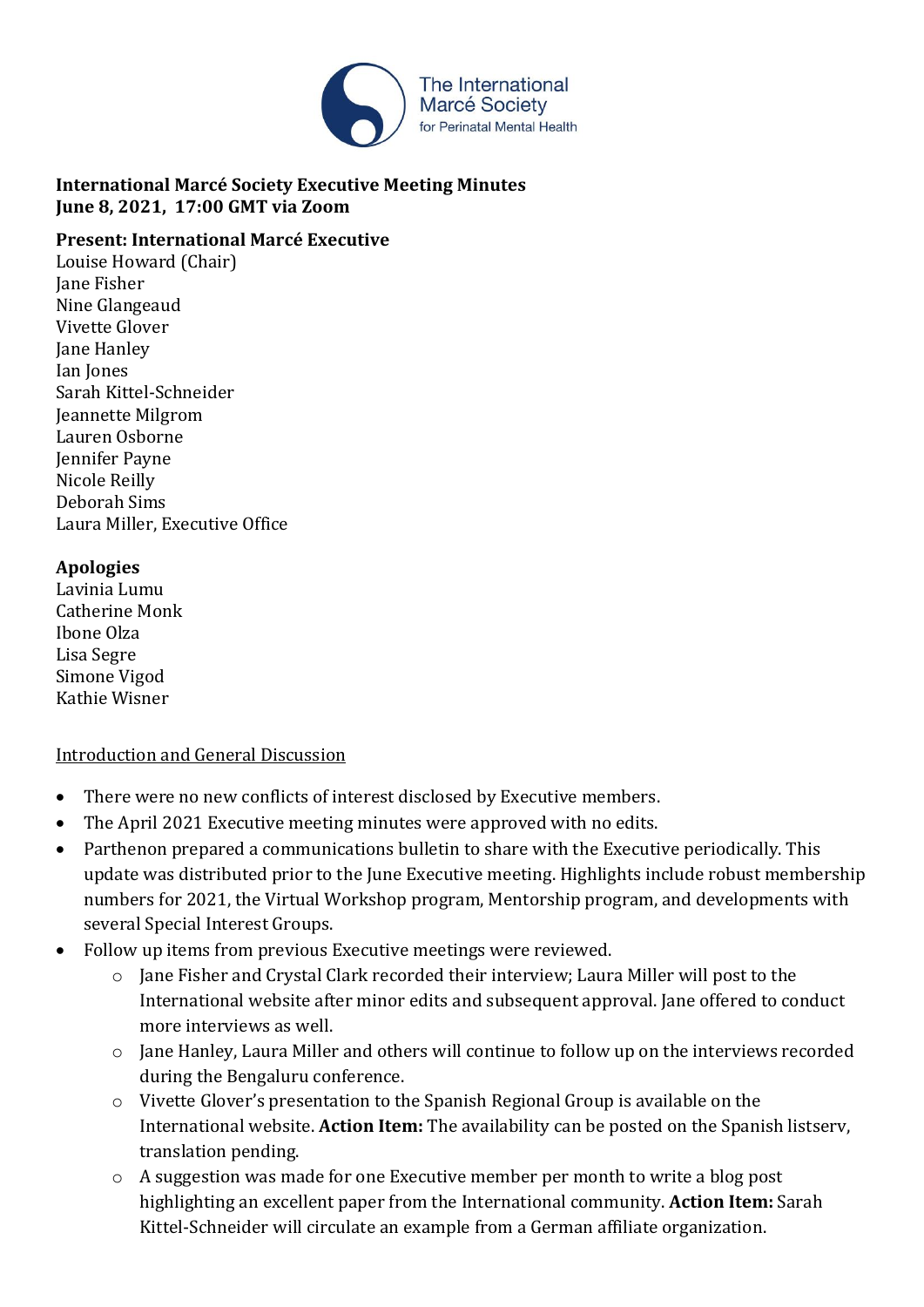**International Marcé Society Executive Meeting Minutes**
**June 8, 2021, 17:00 GMT via Zoom**

**Present: International Marcé Executive**
Louise Howard (Chair)
Jane Fisher
Nine Glangeaud
Vivette Glover
Jane Hanley
Ian Jones
Sarah Kittel-Schneider
Jeannette Milgrom
Lauren Osborne
Jennifer Payne
Nicole Reilly
Deborah Sims
Laura Miller, Executive Office

**Apologies**
Lavinia Lumu
Catherine Monk
Ibone Olza
Lisa Segre
Simone Vigod
Kathie Wisner

<u>Introduction and General Discussion</u>

- There were no new conflicts of interest disclosed by Executive members.
- The April 2021 Executive meeting minutes were approved with no edits.
- Parthenon prepared a communications bulletin to share with the Executive periodically. This update was distributed prior to the June Executive meeting. Highlights include robust membership numbers for 2021, the Virtual Workshop program, Mentorship program, and developments with several Special Interest Groups.
- Follow up items from previous Executive meetings were reviewed.
  - Jane Fisher and Crystal Clark recorded their interview; Laura Miller will post to the International website after minor edits and subsequent approval. Jane offered to conduct more interviews as well.
  - Jane Hanley, Laura Miller and others will continue to follow up on the interviews recorded during the Bengaluru conference.
  - Vivette Glover's presentation to the Spanish Regional Group is available on the International website. **Action Item:** The availability can be posted on the Spanish listserv, translation pending.
  - A suggestion was made for one Executive member per month to write a blog post highlighting an excellent paper from the International community. **Action Item:** Sarah Kittel-Schneider will circulate an example from a German affiliate organization.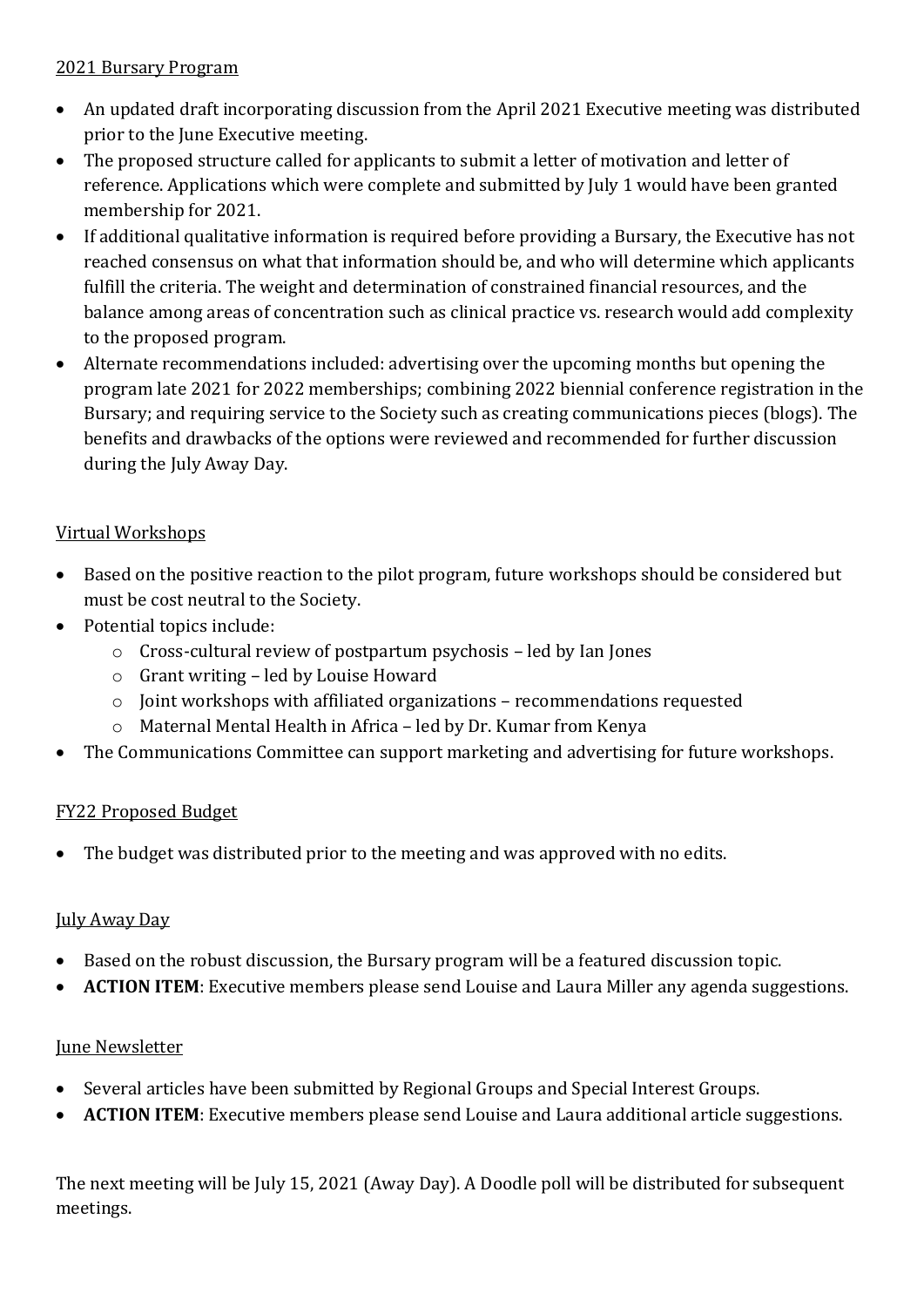## 2021 Bursary Program

- An updated draft incorporating discussion from the April 2021 Executive meeting was distributed prior to the June Executive meeting.
- The proposed structure called for applicants to submit a letter of motivation and letter of reference. Applications which were complete and submitted by July 1 would have been granted membership for 2021.
- If additional qualitative information is required before providing a Bursary, the Executive has not reached consensus on what that information should be, and who will determine which applicants fulfill the criteria. The weight and determination of constrained financial resources, and the balance among areas of concentration such as clinical practice vs. research would add complexity to the proposed program.
- Alternate recommendations included: advertising over the upcoming months but opening the program late 2021 for 2022 memberships; combining 2022 biennial conference registration in the Bursary; and requiring service to the Society such as creating communications pieces (blogs). The benefits and drawbacks of the options were reviewed and recommended for further discussion during the July Away Day.

## Virtual Workshops

- Based on the positive reaction to the pilot program, future workshops should be considered but must be cost neutral to the Society.
- Potential topics include:
  - Cross-cultural review of postpartum psychosis – led by Ian Jones
  - Grant writing – led by Louise Howard
  - Joint workshops with affiliated organizations – recommendations requested
  - Maternal Mental Health in Africa – led by Dr. Kumar from Kenya
- The Communications Committee can support marketing and advertising for future workshops.

## FY22 Proposed Budget

- The budget was distributed prior to the meeting and was approved with no edits.

## July Away Day

- Based on the robust discussion, the Bursary program will be a featured discussion topic.
- **ACTION ITEM**: Executive members please send Louise and Laura Miller any agenda suggestions.

## June Newsletter

- Several articles have been submitted by Regional Groups and Special Interest Groups.
- **ACTION ITEM**: Executive members please send Louise and Laura additional article suggestions.

The next meeting will be July 15, 2021 (Away Day). A Doodle poll will be distributed for subsequent meetings.